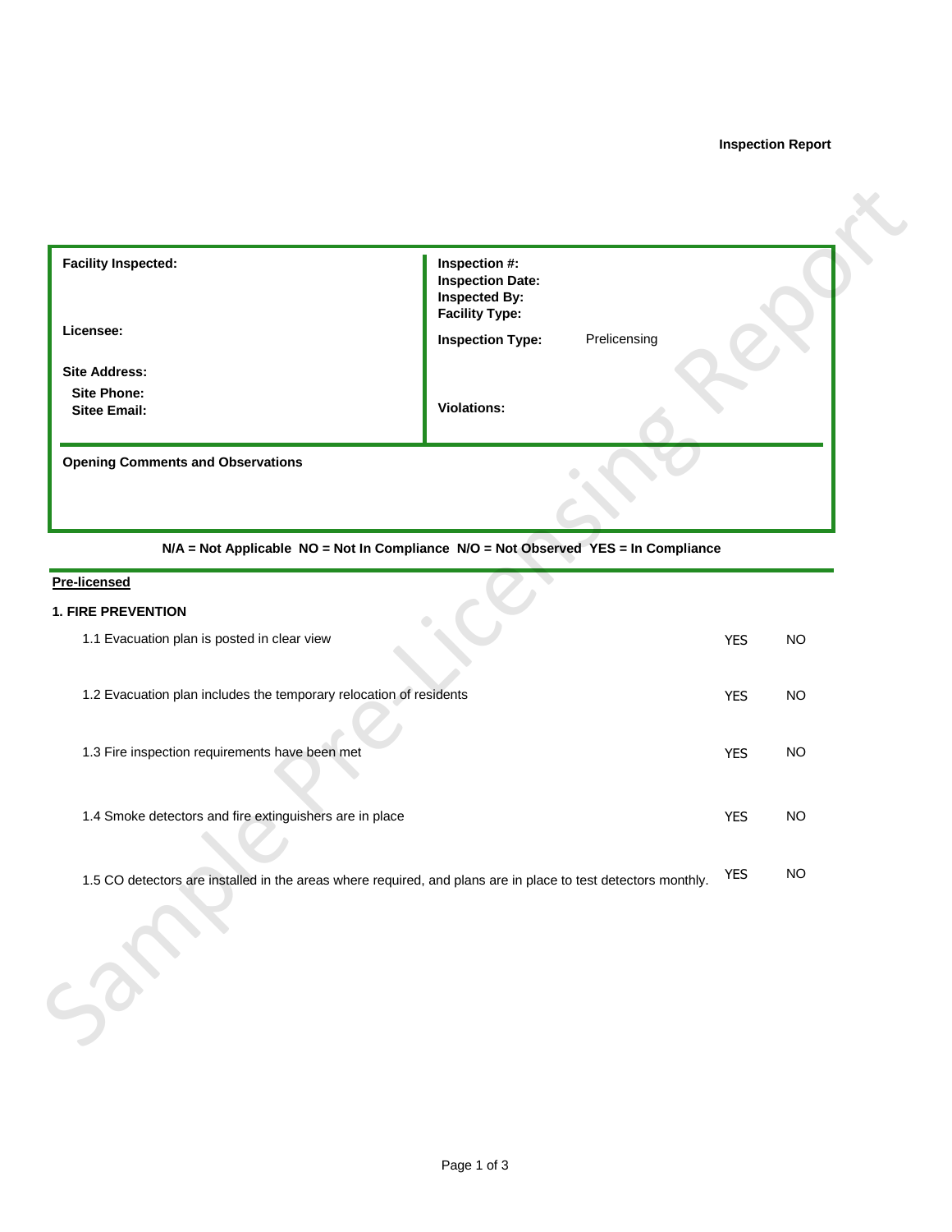**Inspection Report**

| | |
|---|---|
| **Facility Inspected:** | **Inspection #:** |
| | **Inspection Date:** |
| | **Inspected By:** |
| | **Facility Type:** |
| **Licensee:** | **Inspection Type:** Prelicensing |
| **Site Address:** | |
| **Site Phone:** | |
| **Sitee Email:** | **Violations:** |

**Opening Comments and Observations**

**N/A = Not Applicable NO = Not In Compliance N/O = Not Observed YES = In Compliance**

**Pre-licensed**

**1. FIRE PREVENTION**

| Item | | |
|---|---|---|
| 1.1 Evacuation plan is posted in clear view | YES | NO |
| 1.2 Evacuation plan includes the temporary relocation of residents | YES | NO |
| 1.3 Fire inspection requirements have been met | YES | NO |
| 1.4 Smoke detectors and fire extinguishers are in place | YES | NO |
| 1.5 CO detectors are installed in the areas where required, and plans are in place to test detectors monthly. | YES | NO |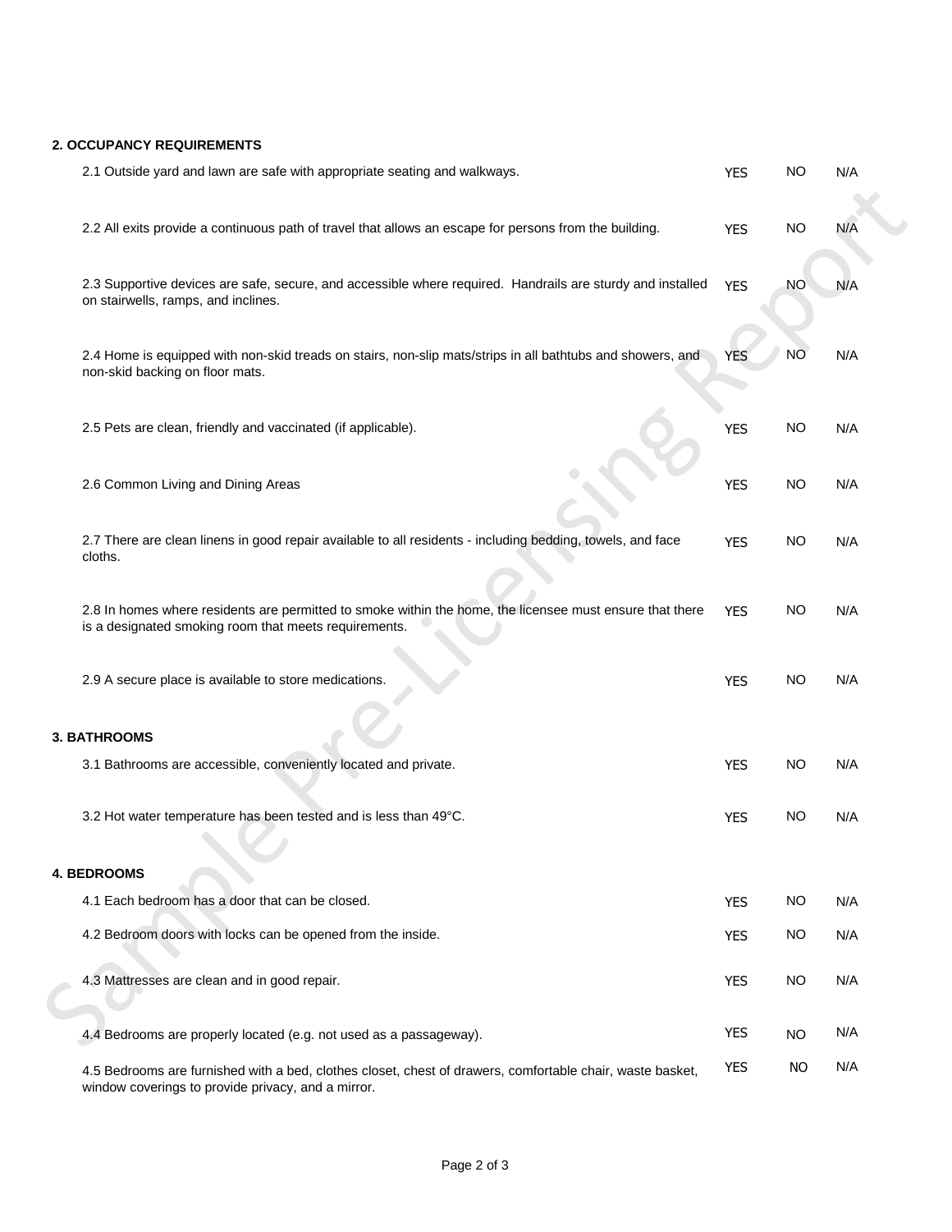## 2. OCCUPANCY REQUIREMENTS

| | | | |
|---|---|---|---|
| 2.1 Outside yard and lawn are safe with appropriate seating and walkways. | YES | NO | N/A |
| 2.2 All exits provide a continuous path of travel that allows an escape for persons from the building. | YES | NO | N/A |
| 2.3 Supportive devices are safe, secure, and accessible where required. Handrails are sturdy and installed on stairwells, ramps, and inclines. | YES | NO | N/A |
| 2.4 Home is equipped with non-skid treads on stairs, non-slip mats/strips in all bathtubs and showers, and non-skid backing on floor mats. | YES | NO | N/A |
| 2.5 Pets are clean, friendly and vaccinated (if applicable). | YES | NO | N/A |
| 2.6 Common Living and Dining Areas | YES | NO | N/A |
| 2.7 There are clean linens in good repair available to all residents - including bedding, towels, and face cloths. | YES | NO | N/A |
| 2.8 In homes where residents are permitted to smoke within the home, the licensee must ensure that there is a designated smoking room that meets requirements. | YES | NO | N/A |
| 2.9 A secure place is available to store medications. | YES | NO | N/A |

## 3. BATHROOMS

| | | | |
|---|---|---|---|
| 3.1 Bathrooms are accessible, conveniently located and private. | YES | NO | N/A |
| 3.2 Hot water temperature has been tested and is less than 49°C. | YES | NO | N/A |

## 4. BEDROOMS

| | | | |
|---|---|---|---|
| 4.1 Each bedroom has a door that can be closed. | YES | NO | N/A |
| 4.2 Bedroom doors with locks can be opened from the inside. | YES | NO | N/A |
| 4.3 Mattresses are clean and in good repair. | YES | NO | N/A |
| 4.4 Bedrooms are properly located (e.g. not used as a passageway). | YES | NO | N/A |
| 4.5 Bedrooms are furnished with a bed, clothes closet, chest of drawers, comfortable chair, waste basket, window coverings to provide privacy, and a mirror. | YES | NO | N/A |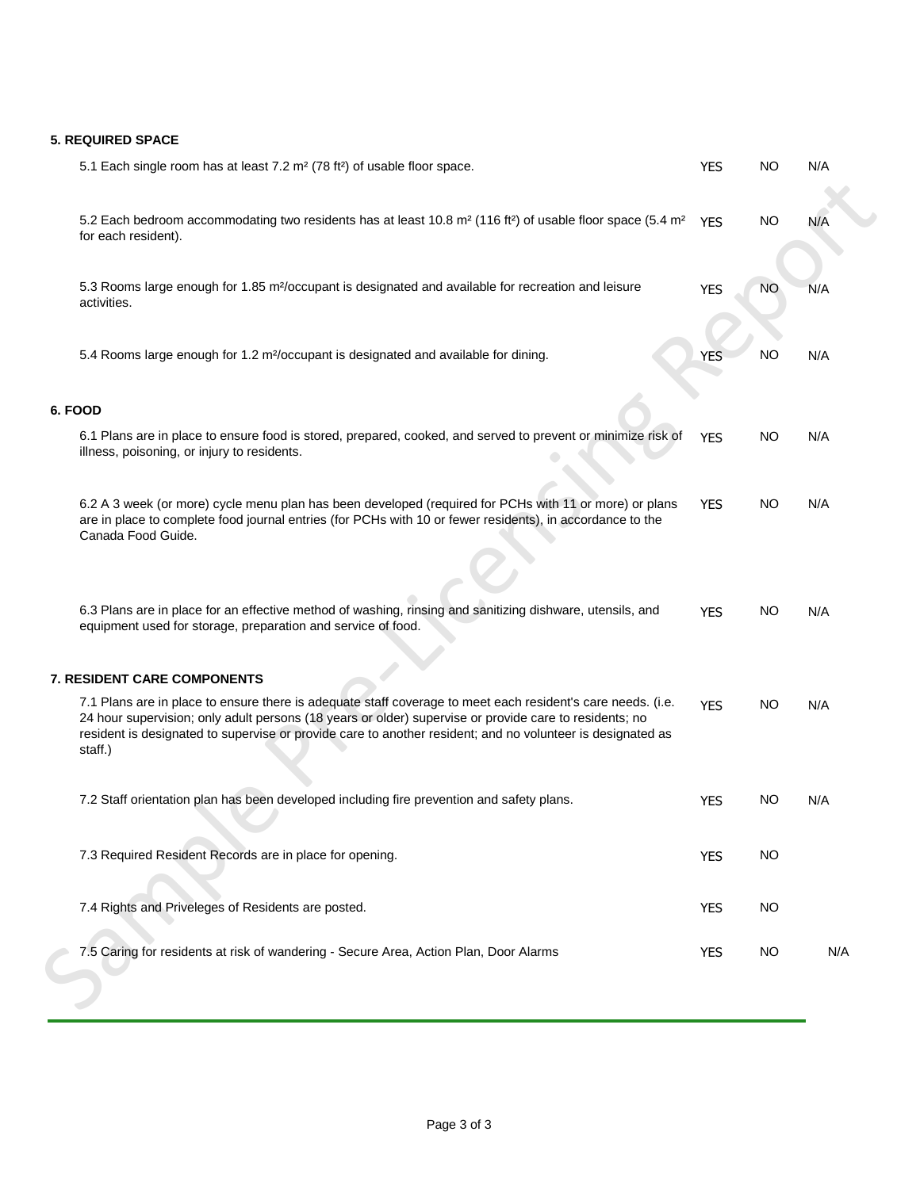### 5. REQUIRED SPACE

| | | | |
|---|---|---|---|
| 5.1 Each single room has at least 7.2 m² (78 ft²) of usable floor space. | YES | NO | N/A |
| 5.2 Each bedroom accommodating two residents has at least 10.8 m² (116 ft²) of usable floor space (5.4 m² for each resident). | YES | NO | N/A |
| 5.3 Rooms large enough for 1.85 m²/occupant is designated and available for recreation and leisure activities. | YES | NO | N/A |
| 5.4 Rooms large enough for 1.2 m²/occupant is designated and available for dining. | YES | NO | N/A |

### 6. FOOD

| | | | |
|---|---|---|---|
| 6.1 Plans are in place to ensure food is stored, prepared, cooked, and served to prevent or minimize risk of illness, poisoning, or injury to residents. | YES | NO | N/A |
| 6.2 A 3 week (or more) cycle menu plan has been developed (required for PCHs with 11 or more) or plans are in place to complete food journal entries (for PCHs with 10 or fewer residents), in accordance to the Canada Food Guide. | YES | NO | N/A |
| 6.3 Plans are in place for an effective method of washing, rinsing and sanitizing dishware, utensils, and equipment used for storage, preparation and service of food. | YES | NO | N/A |

### 7. RESIDENT CARE COMPONENTS

| | | | |
|---|---|---|---|
| 7.1 Plans are in place to ensure there is adequate staff coverage to meet each resident's care needs. (i.e. 24 hour supervision; only adult persons (18 years or older) supervise or provide care to residents; no resident is designated to supervise or provide care to another resident; and no volunteer is designated as staff.) | YES | NO | N/A |
| 7.2 Staff orientation plan has been developed including fire prevention and safety plans. | YES | NO | N/A |
| 7.3 Required Resident Records are in place for opening. | YES | NO | |
| 7.4 Rights and Priveleges of Residents are posted. | YES | NO | |
| 7.5 Caring for residents at risk of wandering - Secure Area, Action Plan, Door Alarms | YES | NO | N/A |

Sample Pre-Licensing Report